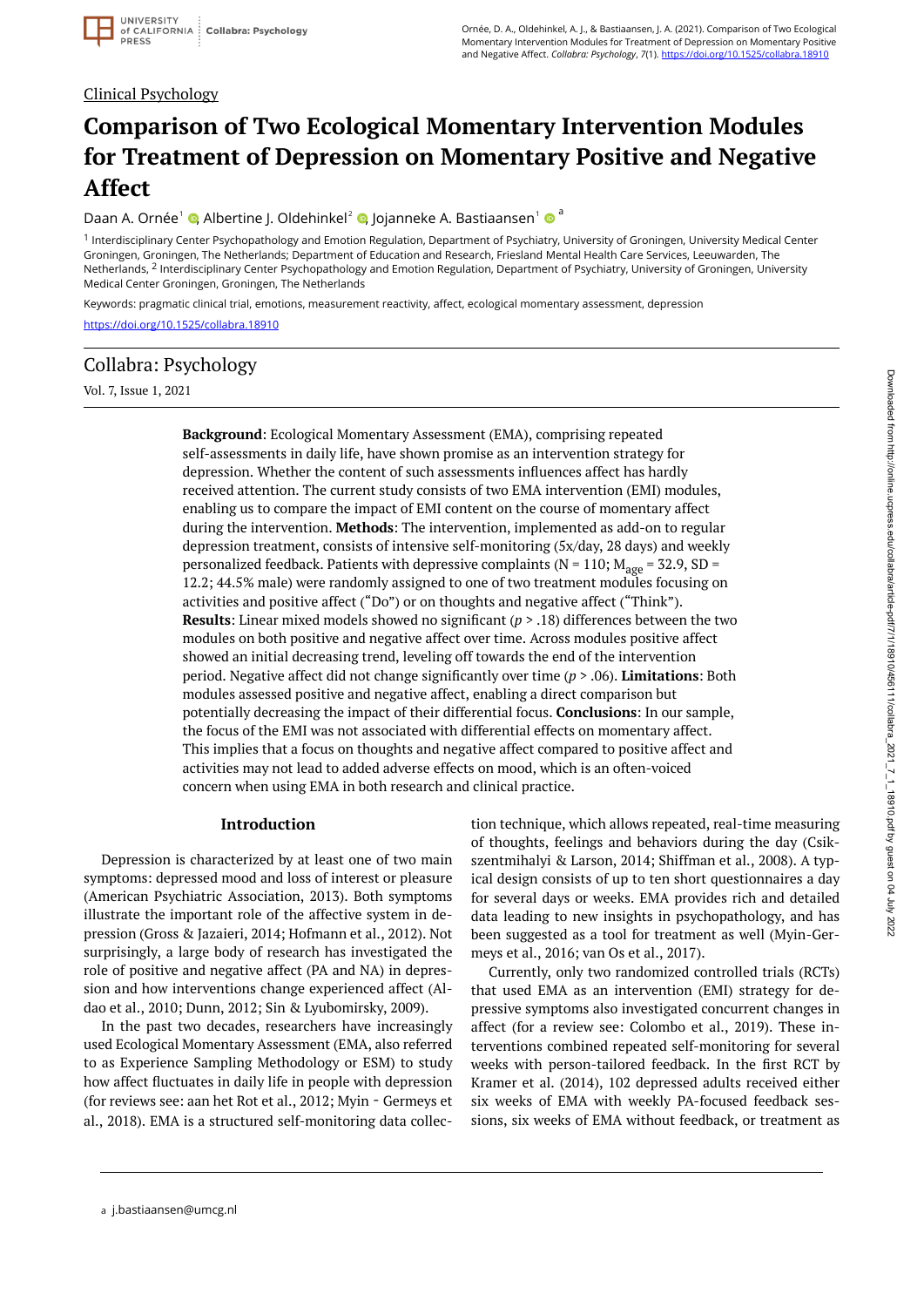Clinical Psychology

# Comparison of Two Ecological Momentary Intervention Modules for Treatment of Depression on Momentary Positive and Negative Affect

Daan A. Ornée[1], Albertine J. Oldehinkel[2], Jojanneke A. Bastiaansen[1] [a]

[1] Interdisciplinary Center Psychopathology and Emotion Regulation, Department of Psychiatry, University of Groningen, University Medical Center Groningen, Groningen, The Netherlands; Department of Education and Research, Friesland Mental Health Care Services, Leeuwarden, The Netherlands, [2] Interdisciplinary Center Psychopathology and Emotion Regulation, Department of Psychiatry, University of Groningen, University Medical Center Groningen, Groningen, The Netherlands

Keywords: pragmatic clinical trial, emotions, measurement reactivity, affect, ecological momentary assessment, depression

https://doi.org/10.1525/collabra.18910

Collabra: Psychology

Vol. 7, Issue 1, 2021

**Background**: Ecological Momentary Assessment (EMA), comprising repeated self-assessments in daily life, have shown promise as an intervention strategy for depression. Whether the content of such assessments influences affect has hardly received attention. The current study consists of two EMA intervention (EMI) modules, enabling us to compare the impact of EMI content on the course of momentary affect during the intervention. **Methods**: The intervention, implemented as add-on to regular depression treatment, consists of intensive self-monitoring (5x/day, 28 days) and weekly personalized feedback. Patients with depressive complaints (N = 110; $M_{age}$ = 32.9, SD = 12.2; 44.5% male) were randomly assigned to one of two treatment modules focusing on activities and positive affect ("Do") or on thoughts and negative affect ("Think"). **Results**: Linear mixed models showed no significant ($p$ > .18) differences between the two modules on both positive and negative affect over time. Across modules positive affect showed an initial decreasing trend, leveling off towards the end of the intervention period. Negative affect did not change significantly over time ($p$ > .06). **Limitations**: Both modules assessed positive and negative affect, enabling a direct comparison but potentially decreasing the impact of their differential focus. **Conclusions**: In our sample, the focus of the EMI was not associated with differential effects on momentary affect. This implies that a focus on thoughts and negative affect compared to positive affect and activities may not lead to added adverse effects on mood, which is an often-voiced concern when using EMA in both research and clinical practice.

## Introduction

Depression is characterized by at least one of two main symptoms: depressed mood and loss of interest or pleasure (American Psychiatric Association, 2013). Both symptoms illustrate the important role of the affective system in depression (Gross & Jazaieri, 2014; Hofmann et al., 2012). Not surprisingly, a large body of research has investigated the role of positive and negative affect (PA and NA) in depression and how interventions change experienced affect (Aldao et al., 2010; Dunn, 2012; Sin & Lyubomirsky, 2009).

In the past two decades, researchers have increasingly used Ecological Momentary Assessment (EMA, also referred to as Experience Sampling Methodology or ESM) to study how affect fluctuates in daily life in people with depression (for reviews see: aan het Rot et al., 2012; Myin - Germeys et al., 2018). EMA is a structured self-monitoring data collection technique, which allows repeated, real-time measuring of thoughts, feelings and behaviors during the day (Csikszentmihalyi & Larson, 2014; Shiffman et al., 2008). A typical design consists of up to ten short questionnaires a day for several days or weeks. EMA provides rich and detailed data leading to new insights in psychopathology, and has been suggested as a tool for treatment as well (Myin-Germeys et al., 2016; van Os et al., 2017).

Currently, only two randomized controlled trials (RCTs) that used EMA as an intervention (EMI) strategy for depressive symptoms also investigated concurrent changes in affect (for a review see: Colombo et al., 2019). These interventions combined repeated self-monitoring for several weeks with person-tailored feedback. In the first RCT by Kramer et al. (2014), 102 depressed adults received either six weeks of EMA with weekly PA-focused feedback sessions, six weeks of EMA without feedback, or treatment as

[a] j.bastiaansen@umcg.nl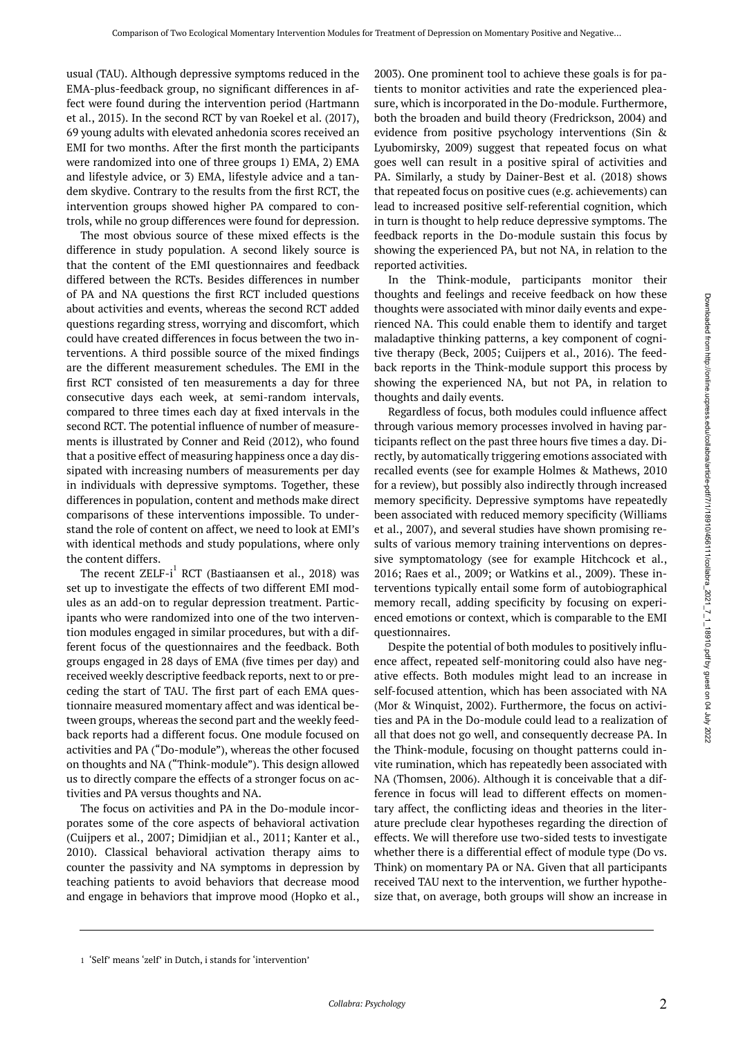usual (TAU). Although depressive symptoms reduced in the EMA-plus-feedback group, no significant differences in affect were found during the intervention period (Hartmann et al., 2015). In the second RCT by van Roekel et al. (2017), 69 young adults with elevated anhedonia scores received an EMI for two months. After the first month the participants were randomized into one of three groups 1) EMA, 2) EMA and lifestyle advice, or 3) EMA, lifestyle advice and a tandem skydive. Contrary to the results from the first RCT, the intervention groups showed higher PA compared to controls, while no group differences were found for depression.

The most obvious source of these mixed effects is the difference in study population. A second likely source is that the content of the EMI questionnaires and feedback differed between the RCTs. Besides differences in number of PA and NA questions the first RCT included questions about activities and events, whereas the second RCT added questions regarding stress, worrying and discomfort, which could have created differences in focus between the two interventions. A third possible source of the mixed findings are the different measurement schedules. The EMI in the first RCT consisted of ten measurements a day for three consecutive days each week, at semi-random intervals, compared to three times each day at fixed intervals in the second RCT. The potential influence of number of measurements is illustrated by Conner and Reid (2012), who found that a positive effect of measuring happiness once a day dissipated with increasing numbers of measurements per day in individuals with depressive symptoms. Together, these differences in population, content and methods make direct comparisons of these interventions impossible. To understand the role of content on affect, we need to look at EMI's with identical methods and study populations, where only the content differs.

The recent ZELF-i[1] RCT (Bastiaansen et al., 2018) was set up to investigate the effects of two different EMI modules as an add-on to regular depression treatment. Participants who were randomized into one of the two intervention modules engaged in similar procedures, but with a different focus of the questionnaires and the feedback. Both groups engaged in 28 days of EMA (five times per day) and received weekly descriptive feedback reports, next to or preceding the start of TAU. The first part of each EMA questionnaire measured momentary affect and was identical between groups, whereas the second part and the weekly feedback reports had a different focus. One module focused on activities and PA ("Do-module"), whereas the other focused on thoughts and NA ("Think-module"). This design allowed us to directly compare the effects of a stronger focus on activities and PA versus thoughts and NA.

The focus on activities and PA in the Do-module incorporates some of the core aspects of behavioral activation (Cuijpers et al., 2007; Dimidjian et al., 2011; Kanter et al., 2010). Classical behavioral activation therapy aims to counter the passivity and NA symptoms in depression by teaching patients to avoid behaviors that decrease mood and engage in behaviors that improve mood (Hopko et al., 2003). One prominent tool to achieve these goals is for patients to monitor activities and rate the experienced pleasure, which is incorporated in the Do-module. Furthermore, both the broaden and build theory (Fredrickson, 2004) and evidence from positive psychology interventions (Sin & Lyubomirsky, 2009) suggest that repeated focus on what goes well can result in a positive spiral of activities and PA. Similarly, a study by Dainer-Best et al. (2018) shows that repeated focus on positive cues (e.g. achievements) can lead to increased positive self-referential cognition, which in turn is thought to help reduce depressive symptoms. The feedback reports in the Do-module sustain this focus by showing the experienced PA, but not NA, in relation to the reported activities.

In the Think-module, participants monitor their thoughts and feelings and receive feedback on how these thoughts were associated with minor daily events and experienced NA. This could enable them to identify and target maladaptive thinking patterns, a key component of cognitive therapy (Beck, 2005; Cuijpers et al., 2016). The feedback reports in the Think-module support this process by showing the experienced NA, but not PA, in relation to thoughts and daily events.

Regardless of focus, both modules could influence affect through various memory processes involved in having participants reflect on the past three hours five times a day. Directly, by automatically triggering emotions associated with recalled events (see for example Holmes & Mathews, 2010 for a review), but possibly also indirectly through increased memory specificity. Depressive symptoms have repeatedly been associated with reduced memory specificity (Williams et al., 2007), and several studies have shown promising results of various memory training interventions on depressive symptomatology (see for example Hitchcock et al., 2016; Raes et al., 2009; or Watkins et al., 2009). These interventions typically entail some form of autobiographical memory recall, adding specificity by focusing on experienced emotions or context, which is comparable to the EMI questionnaires.

Despite the potential of both modules to positively influence affect, repeated self-monitoring could also have negative effects. Both modules might lead to an increase in self-focused attention, which has been associated with NA (Mor & Winquist, 2002). Furthermore, the focus on activities and PA in the Do-module could lead to a realization of all that does not go well, and consequently decrease PA. In the Think-module, focusing on thought patterns could invite rumination, which has repeatedly been associated with NA (Thomsen, 2006). Although it is conceivable that a difference in focus will lead to different effects on momentary affect, the conflicting ideas and theories in the literature preclude clear hypotheses regarding the direction of effects. We will therefore use two-sided tests to investigate whether there is a differential effect of module type (Do vs. Think) on momentary PA or NA. Given that all participants received TAU next to the intervention, we further hypothesize that, on average, both groups will show an increase in

[1] 'Self' means 'zelf' in Dutch, i stands for 'intervention'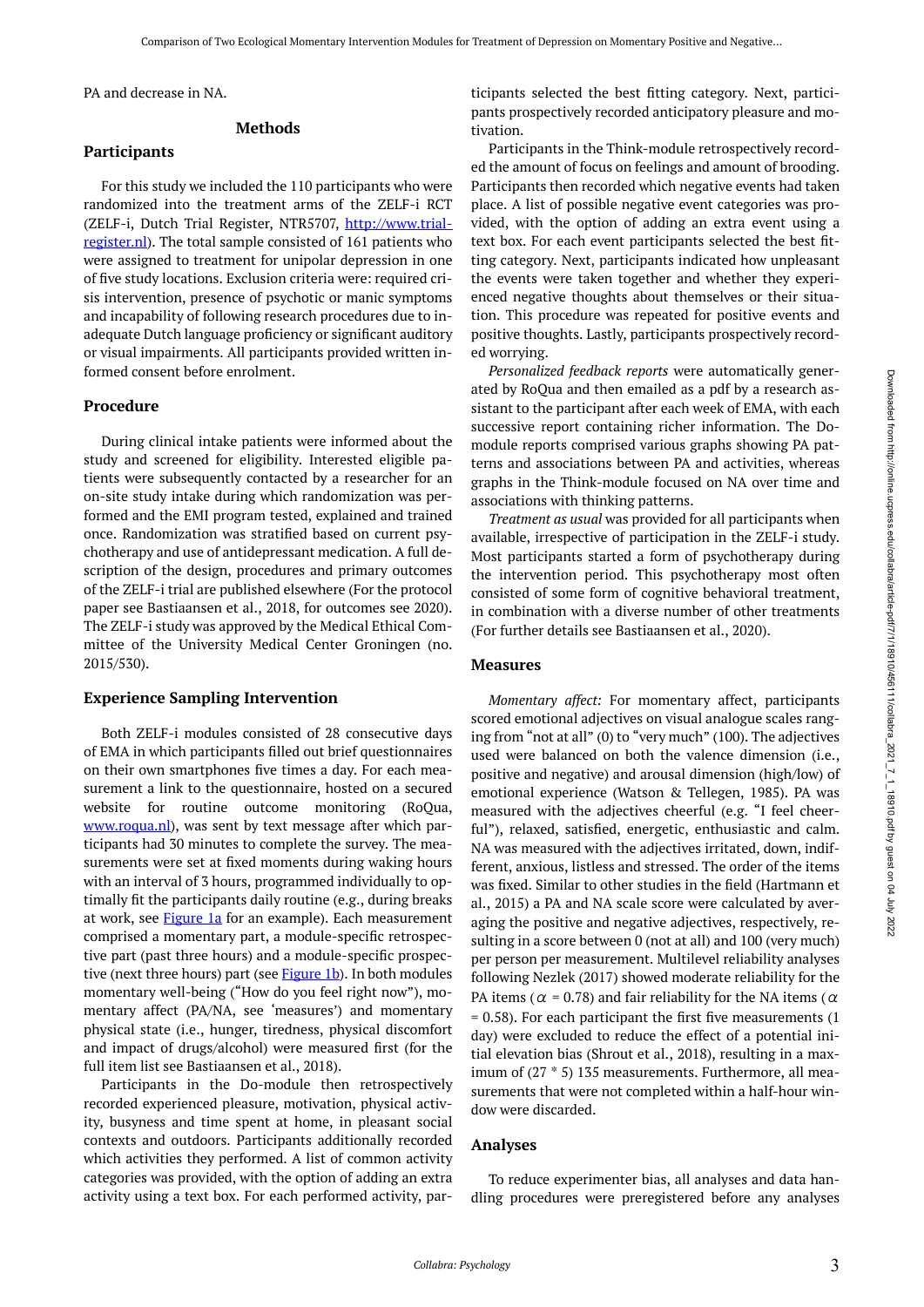PA and decrease in NA.

## Methods

### Participants

For this study we included the 110 participants who were randomized into the treatment arms of the ZELF-i RCT (ZELF-i, Dutch Trial Register, NTR5707, http://www.trial-register.nl). The total sample consisted of 161 patients who were assigned to treatment for unipolar depression in one of five study locations. Exclusion criteria were: required crisis intervention, presence of psychotic or manic symptoms and incapability of following research procedures due to inadequate Dutch language proficiency or significant auditory or visual impairments. All participants provided written informed consent before enrolment.

### Procedure

During clinical intake patients were informed about the study and screened for eligibility. Interested eligible patients were subsequently contacted by a researcher for an on-site study intake during which randomization was performed and the EMI program tested, explained and trained once. Randomization was stratified based on current psychotherapy and use of antidepressant medication. A full description of the design, procedures and primary outcomes of the ZELF-i trial are published elsewhere (For the protocol paper see Bastiaansen et al., 2018, for outcomes see 2020). The ZELF-i study was approved by the Medical Ethical Committee of the University Medical Center Groningen (no. 2015/530).

### Experience Sampling Intervention

Both ZELF-i modules consisted of 28 consecutive days of EMA in which participants filled out brief questionnaires on their own smartphones five times a day. For each measurement a link to the questionnaire, hosted on a secured website for routine outcome monitoring (RoQua, www.roqua.nl), was sent by text message after which participants had 30 minutes to complete the survey. The measurements were set at fixed moments during waking hours with an interval of 3 hours, programmed individually to optimally fit the participants daily routine (e.g., during breaks at work, see Figure 1a for an example). Each measurement comprised a momentary part, a module-specific retrospective part (past three hours) and a module-specific prospective (next three hours) part (see Figure 1b). In both modules momentary well-being ("How do you feel right now"), momentary affect (PA/NA, see 'measures') and momentary physical state (i.e., hunger, tiredness, physical discomfort and impact of drugs/alcohol) were measured first (for the full item list see Bastiaansen et al., 2018).

Participants in the Do-module then retrospectively recorded experienced pleasure, motivation, physical activity, busyness and time spent at home, in pleasant social contexts and outdoors. Participants additionally recorded which activities they performed. A list of common activity categories was provided, with the option of adding an extra activity using a text box. For each performed activity, participants selected the best fitting category. Next, participants prospectively recorded anticipatory pleasure and motivation.

Participants in the Think-module retrospectively recorded the amount of focus on feelings and amount of brooding. Participants then recorded which negative events had taken place. A list of possible negative event categories was provided, with the option of adding an extra event using a text box. For each event participants selected the best fitting category. Next, participants indicated how unpleasant the events were taken together and whether they experienced negative thoughts about themselves or their situation. This procedure was repeated for positive events and positive thoughts. Lastly, participants prospectively recorded worrying.

*Personalized feedback reports* were automatically generated by RoQua and then emailed as a pdf by a research assistant to the participant after each week of EMA, with each successive report containing richer information. The Do-module reports comprised various graphs showing PA patterns and associations between PA and activities, whereas graphs in the Think-module focused on NA over time and associations with thinking patterns.

*Treatment as usual* was provided for all participants when available, irrespective of participation in the ZELF-i study. Most participants started a form of psychotherapy during the intervention period. This psychotherapy most often consisted of some form of cognitive behavioral treatment, in combination with a diverse number of other treatments (For further details see Bastiaansen et al., 2020).

### Measures

*Momentary affect:* For momentary affect, participants scored emotional adjectives on visual analogue scales ranging from "not at all" (0) to "very much" (100). The adjectives used were balanced on both the valence dimension (i.e., positive and negative) and arousal dimension (high/low) of emotional experience (Watson & Tellegen, 1985). PA was measured with the adjectives cheerful (e.g. "I feel cheerful"), relaxed, satisfied, energetic, enthusiastic and calm. NA was measured with the adjectives irritated, down, indifferent, anxious, listless and stressed. The order of the items was fixed. Similar to other studies in the field (Hartmann et al., 2015) a PA and NA scale score were calculated by averaging the positive and negative adjectives, respectively, resulting in a score between 0 (not at all) and 100 (very much) per person per measurement. Multilevel reliability analyses following Nezlek (2017) showed moderate reliability for the PA items ($\alpha$ = 0.78) and fair reliability for the NA items ($\alpha$ = 0.58). For each participant the first five measurements (1 day) were excluded to reduce the effect of a potential initial elevation bias (Shrout et al., 2018), resulting in a maximum of (27 * 5) 135 measurements. Furthermore, all measurements that were not completed within a half-hour window were discarded.

### Analyses

To reduce experimenter bias, all analyses and data handling procedures were preregistered before any analyses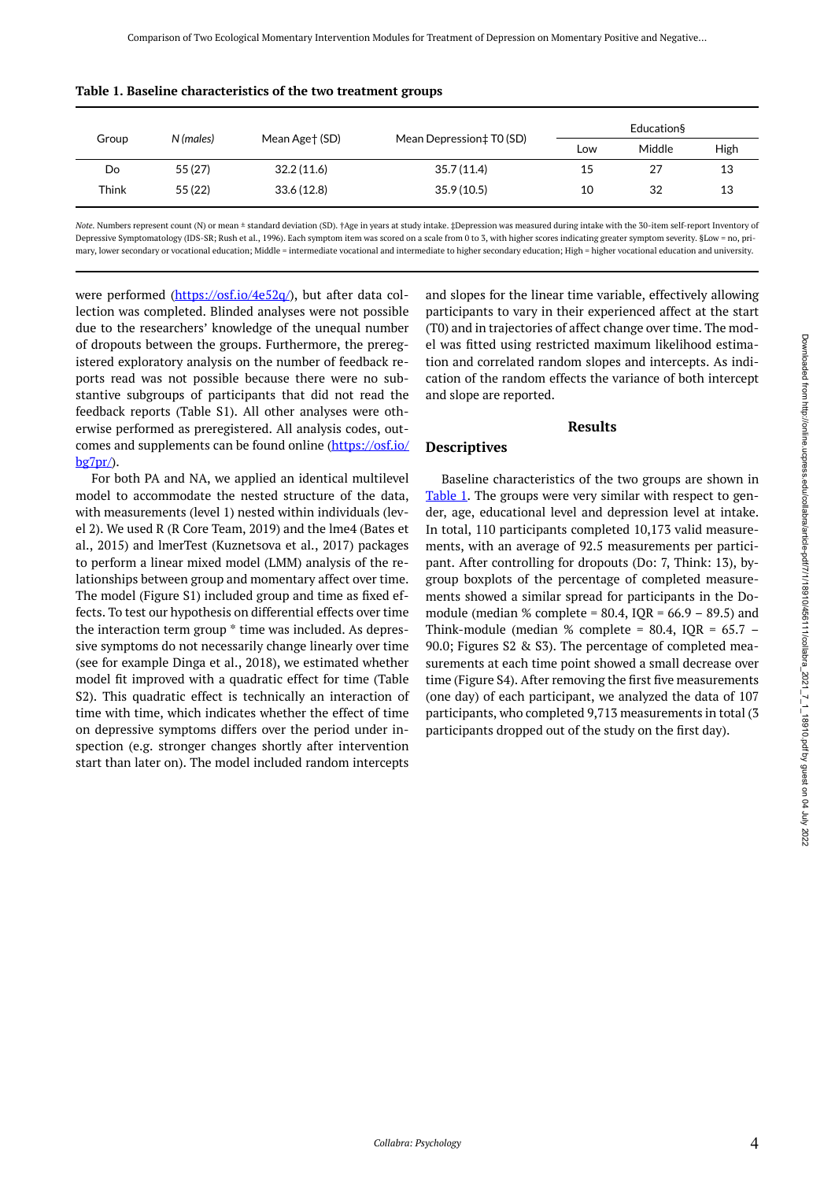**Table 1. Baseline characteristics of the two treatment groups**

| Group | N (males) | Mean Age† (SD) | Mean Depression‡ T0 (SD) | Education§ | | |
|---|---|---|---|---|---|---|
| | | | | Low | Middle | High |
| Do | 55 (27) | 32.2 (11.6) | 35.7 (11.4) | 15 | 27 | 13 |
| Think | 55 (22) | 33.6 (12.8) | 35.9 (10.5) | 10 | 32 | 13 |

*Note.* Numbers represent count (N) or mean ± standard deviation (SD). †Age in years at study intake. ‡Depression was measured during intake with the 30-item self-report Inventory of Depressive Symptomatology (IDS-SR; Rush et al., 1996). Each symptom item was scored on a scale from 0 to 3, with higher scores indicating greater symptom severity. §Low = no, primary, lower secondary or vocational education; Middle = intermediate vocational and intermediate to higher secondary education; High = higher vocational education and university.

were performed (https://osf.io/4e52q/), but after data collection was completed. Blinded analyses were not possible due to the researchers' knowledge of the unequal number of dropouts between the groups. Furthermore, the preregistered exploratory analysis on the number of feedback reports read was not possible because there were no substantive subgroups of participants that did not read the feedback reports (Table S1). All other analyses were otherwise performed as preregistered. All analysis codes, outcomes and supplements can be found online (https://osf.io/bg7pr/).

For both PA and NA, we applied an identical multilevel model to accommodate the nested structure of the data, with measurements (level 1) nested within individuals (level 2). We used R (R Core Team, 2019) and the lme4 (Bates et al., 2015) and lmerTest (Kuznetsova et al., 2017) packages to perform a linear mixed model (LMM) analysis of the relationships between group and momentary affect over time. The model (Figure S1) included group and time as fixed effects. To test our hypothesis on differential effects over time the interaction term group * time was included. As depressive symptoms do not necessarily change linearly over time (see for example Dinga et al., 2018), we estimated whether model fit improved with a quadratic effect for time (Table S2). This quadratic effect is technically an interaction of time with time, which indicates whether the effect of time on depressive symptoms differs over the period under inspection (e.g. stronger changes shortly after intervention start than later on). The model included random intercepts and slopes for the linear time variable, effectively allowing participants to vary in their experienced affect at the start (T0) and in trajectories of affect change over time. The model was fitted using restricted maximum likelihood estimation and correlated random slopes and intercepts. As indication of the random effects the variance of both intercept and slope are reported.

## Results

### Descriptives

Baseline characteristics of the two groups are shown in Table 1. The groups were very similar with respect to gender, age, educational level and depression level at intake. In total, 110 participants completed 10,173 valid measurements, with an average of 92.5 measurements per participant. After controlling for dropouts (Do: 7, Think: 13), by-group boxplots of the percentage of completed measurements showed a similar spread for participants in the Do-module (median % complete = 80.4, IQR = 66.9 – 89.5) and Think-module (median % complete = 80.4, IQR = 65.7 – 90.0; Figures S2 & S3). The percentage of completed measurements at each time point showed a small decrease over time (Figure S4). After removing the first five measurements (one day) of each participant, we analyzed the data of 107 participants, who completed 9,713 measurements in total (3 participants dropped out of the study on the first day).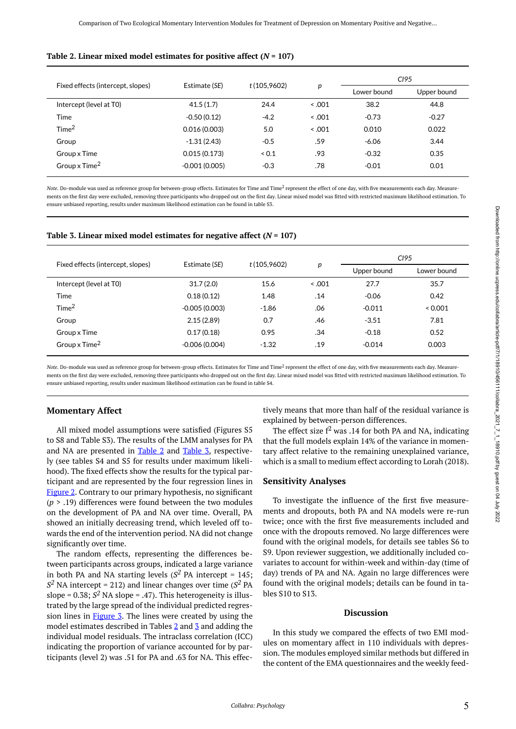**Table 2. Linear mixed model estimates for positive affect ($N$ = 107)**

| Fixed effects (intercept, slopes) | Estimate (*SE*) | *t* (105,9602) | *p* | *CI95* | |
|---|---|---|---|---|---|
| | | | | Lower bound | Upper bound |
| Intercept (level at T0) | 41.5 (1.7) | 24.4 | < .001 | 38.2 | 44.8 |
| Time | -0.50 (0.12) | -4.2 | < .001 | -0.73 | -0.27 |
| Time$^2$ | 0.016 (0.003) | 5.0 | < .001 | 0.010 | 0.022 |
| Group | -1.31 (2.43) | -0.5 | .59 | -6.06 | 3.44 |
| Group x Time | 0.015 (0.173) | < 0.1 | .93 | -0.32 | 0.35 |
| Group x Time$^2$ | -0.001 (0.005) | -0.3 | .78 | -0.01 | 0.01 |

*Note.* Do-module was used as reference group for between-group effects. Estimates for Time and Time$^2$ represent the effect of one day, with five measurements each day. Measurements on the first day were excluded, removing three participants who dropped out on the first day. Linear mixed model was fitted with restricted maximum likelihood estimation. To ensure unbiased reporting, results under maximum likelihood estimation can be found in table S3.

**Table 3. Linear mixed model estimates for negative affect ($N$ = 107)**

| Fixed effects (intercept, slopes) | Estimate (*SE*) | *t* (105,9602) | *p* | *CI95* | |
|---|---|---|---|---|---|
| | | | | Upper bound | Lower bound |
| Intercept (level at T0) | 31.7 (2.0) | 15.6 | < .001 | 27.7 | 35.7 |
| Time | 0.18 (0.12) | 1.48 | .14 | -0.06 | 0.42 |
| Time$^2$ | -0.005 (0.003) | -1.86 | .06 | -0.011 | < 0.001 |
| Group | 2.15 (2.89) | 0.7 | .46 | -3.51 | 7.81 |
| Group x Time | 0.17 (0.18) | 0.95 | .34 | -0.18 | 0.52 |
| Group x Time$^2$ | -0.006 (0.004) | -1.32 | .19 | -0.014 | 0.003 |

*Note.* Do-module was used as reference group for between-group effects. Estimates for Time and Time$^2$ represent the effect of one day, with five measurements each day. Measurements on the first day were excluded, removing three participants who dropped out on the first day. Linear mixed model was fitted with restricted maximum likelihood estimation. To ensure unbiased reporting, results under maximum likelihood estimation can be found in table S4.

### Momentary Affect

All mixed model assumptions were satisfied (Figures S5 to S8 and Table S3). The results of the LMM analyses for PA and NA are presented in Table 2 and Table 3, respectively (see tables S4 and S5 for results under maximum likelihood). The fixed effects show the results for the typical participant and are represented by the four regression lines in Figure 2. Contrary to our primary hypothesis, no significant ($p$ > .19) differences were found between the two modules on the development of PA and NA over time. Overall, PA showed an initially decreasing trend, which leveled off towards the end of the intervention period. NA did not change significantly over time.

The random effects, representing the differences between participants across groups, indicated a large variance in both PA and NA starting levels ($S^2$ PA intercept = 145; $S^2$ NA intercept = 212) and linear changes over time ($S^2$ PA slope = 0.38; $S^2$ NA slope = .47). This heterogeneity is illustrated by the large spread of the individual predicted regression lines in Figure 3. The lines were created by using the model estimates described in Tables 2 and 3 and adding the individual model residuals. The intraclass correlation (ICC) indicating the proportion of variance accounted for by participants (level 2) was .51 for PA and .63 for NA. This effectively means that more than half of the residual variance is explained by between-person differences.

The effect size $f^2$ was .14 for both PA and NA, indicating that the full models explain 14% of the variance in momentary affect relative to the remaining unexplained variance, which is a small to medium effect according to Lorah (2018).

### Sensitivity Analyses

To investigate the influence of the first five measurements and dropouts, both PA and NA models were re-run twice; once with the first five measurements included and once with the dropouts removed. No large differences were found with the original models, for details see tables S6 to S9. Upon reviewer suggestion, we additionally included covariates to account for within-week and within-day (time of day) trends of PA and NA. Again no large differences were found with the original models; details can be found in tables S10 to S13.

## Discussion

In this study we compared the effects of two EMI modules on momentary affect in 110 individuals with depression. The modules employed similar methods but differed in the content of the EMA questionnaires and the weekly feed-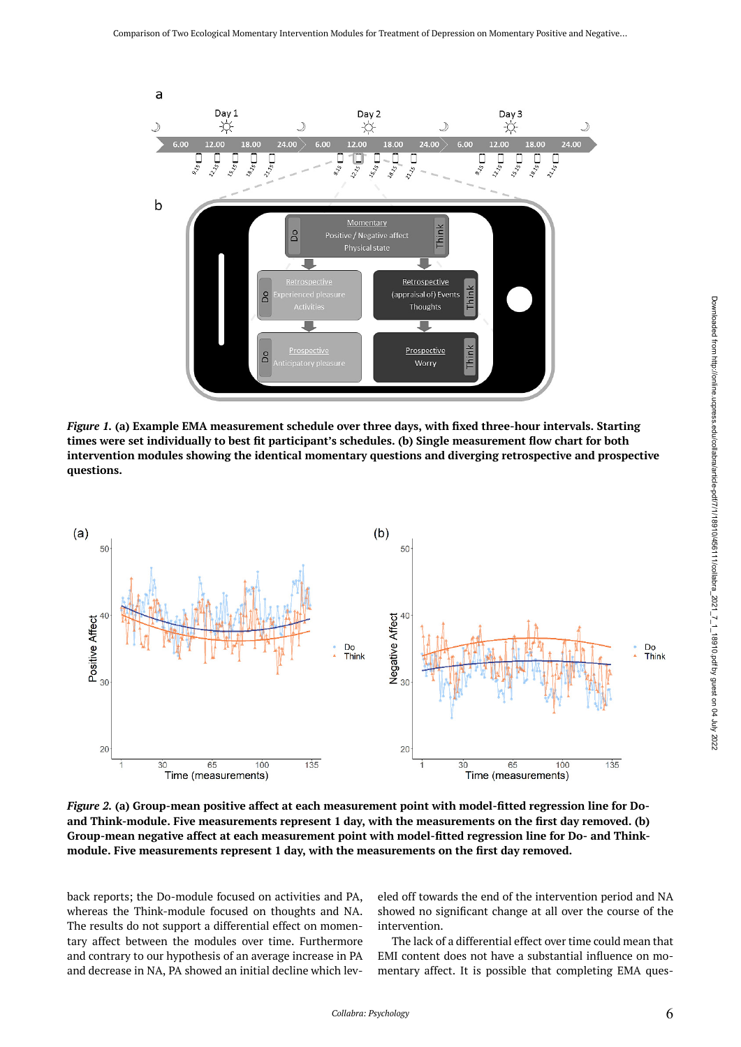*Figure 1.* **(a) Example EMA measurement schedule over three days, with fixed three-hour intervals. Starting times were set individually to best fit participant's schedules. (b) Single measurement flow chart for both intervention modules showing the identical momentary questions and diverging retrospective and prospective questions.**

*Figure 2.* **(a) Group-mean positive affect at each measurement point with model-fitted regression line for Do- and Think-module. Five measurements represent 1 day, with the measurements on the first day removed. (b) Group-mean negative affect at each measurement point with model-fitted regression line for Do- and Think-module. Five measurements represent 1 day, with the measurements on the first day removed.**

back reports; the Do-module focused on activities and PA, whereas the Think-module focused on thoughts and NA. The results do not support a differential effect on momentary affect between the modules over time. Furthermore and contrary to our hypothesis of an average increase in PA and decrease in NA, PA showed an initial decline which leveled off towards the end of the intervention period and NA showed no significant change at all over the course of the intervention.

The lack of a differential effect over time could mean that EMI content does not have a substantial influence on momentary affect. It is possible that completing EMA ques-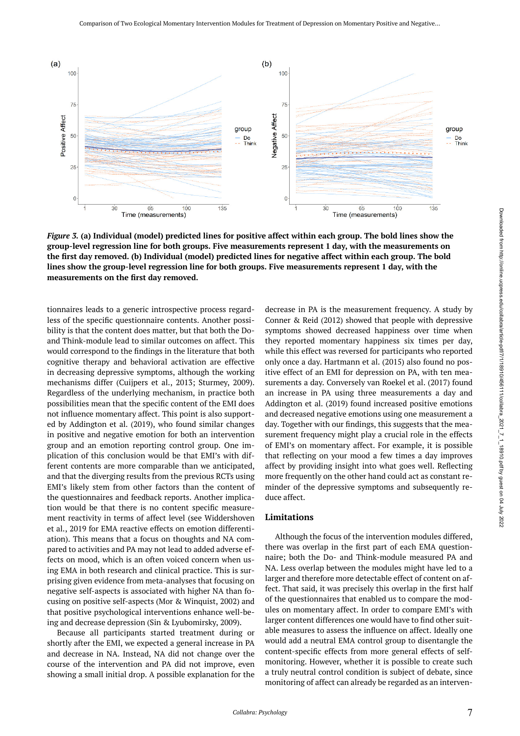*Figure 3.* **(a) Individual (model) predicted lines for positive affect within each group. The bold lines show the group-level regression line for both groups. Five measurements represent 1 day, with the measurements on the first day removed. (b) Individual (model) predicted lines for negative affect within each group. The bold lines show the group-level regression line for both groups. Five measurements represent 1 day, with the measurements on the first day removed.**

tionnaires leads to a generic introspective process regardless of the specific questionnaire contents. Another possibility is that the content does matter, but that both the Do- and Think-module lead to similar outcomes on affect. This would correspond to the findings in the literature that both cognitive therapy and behavioral activation are effective in decreasing depressive symptoms, although the working mechanisms differ (Cuijpers et al., 2013; Sturmey, 2009). Regardless of the underlying mechanism, in practice both possibilities mean that the specific content of the EMI does not influence momentary affect. This point is also supported by Addington et al. (2019), who found similar changes in positive and negative emotion for both an intervention group and an emotion reporting control group. One implication of this conclusion would be that EMI's with different contents are more comparable than we anticipated, and that the diverging results from the previous RCTs using EMI's likely stem from other factors than the content of the questionnaires and feedback reports. Another implication would be that there is no content specific measurement reactivity in terms of affect level (see Widdershoven et al., 2019 for EMA reactive effects on emotion differentiation). This means that a focus on thoughts and NA compared to activities and PA may not lead to added adverse effects on mood, which is an often voiced concern when using EMA in both research and clinical practice. This is surprising given evidence from meta-analyses that focusing on negative self-aspects is associated with higher NA than focusing on positive self-aspects (Mor & Winquist, 2002) and that positive psychological interventions enhance well-being and decrease depression (Sin & Lyubomirsky, 2009).

Because all participants started treatment during or shortly after the EMI, we expected a general increase in PA and decrease in NA. Instead, NA did not change over the course of the intervention and PA did not improve, even showing a small initial drop. A possible explanation for the decrease in PA is the measurement frequency. A study by Conner & Reid (2012) showed that people with depressive symptoms showed decreased happiness over time when they reported momentary happiness six times per day, while this effect was reversed for participants who reported only once a day. Hartmann et al. (2015) also found no positive effect of an EMI for depression on PA, with ten measurements a day. Conversely van Roekel et al. (2017) found an increase in PA using three measurements a day and Addington et al. (2019) found increased positive emotions and decreased negative emotions using one measurement a day. Together with our findings, this suggests that the measurement frequency might play a crucial role in the effects of EMI's on momentary affect. For example, it is possible that reflecting on your mood a few times a day improves affect by providing insight into what goes well. Reflecting more frequently on the other hand could act as constant reminder of the depressive symptoms and subsequently reduce affect.

## Limitations

Although the focus of the intervention modules differed, there was overlap in the first part of each EMA questionnaire; both the Do- and Think-module measured PA and NA. Less overlap between the modules might have led to a larger and therefore more detectable effect of content on affect. That said, it was precisely this overlap in the first half of the questionnaires that enabled us to compare the modules on momentary affect. In order to compare EMI's with larger content differences one would have to find other suitable measures to assess the influence on affect. Ideally one would add a neutral EMA control group to disentangle the content-specific effects from more general effects of self-monitoring. However, whether it is possible to create such a truly neutral control condition is subject of debate, since monitoring of affect can already be regarded as an interven-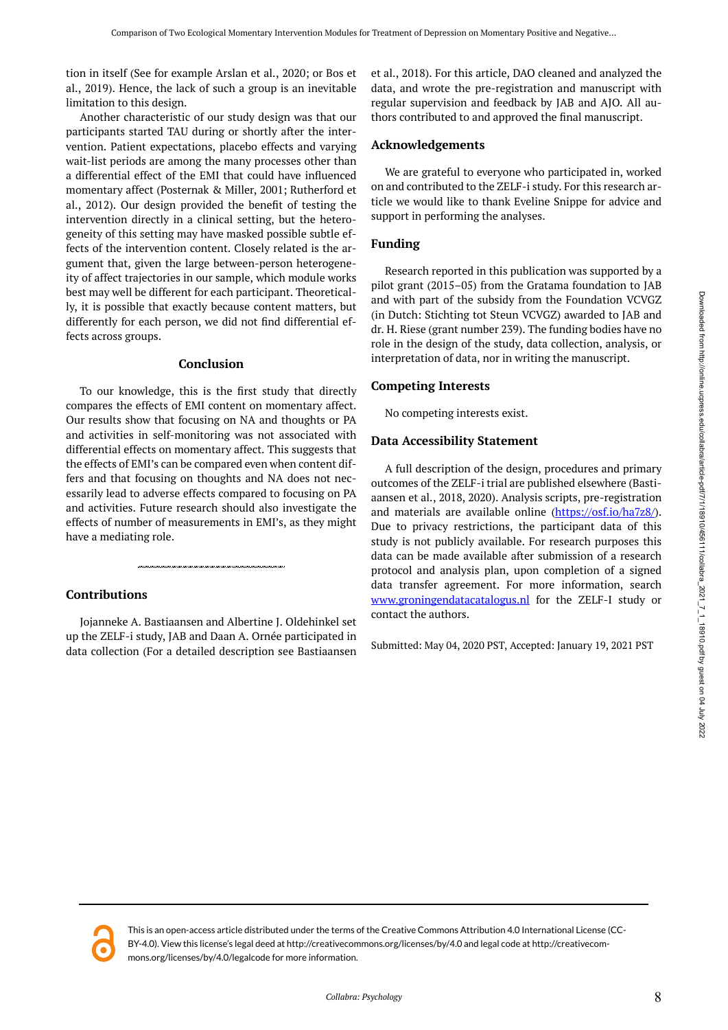tion in itself (See for example Arslan et al., 2020; or Bos et al., 2019). Hence, the lack of such a group is an inevitable limitation to this design.

Another characteristic of our study design was that our participants started TAU during or shortly after the intervention. Patient expectations, placebo effects and varying wait-list periods are among the many processes other than a differential effect of the EMI that could have influenced momentary affect (Posternak & Miller, 2001; Rutherford et al., 2012). Our design provided the benefit of testing the intervention directly in a clinical setting, but the heterogeneity of this setting may have masked possible subtle effects of the intervention content. Closely related is the argument that, given the large between-person heterogeneity of affect trajectories in our sample, which module works best may well be different for each participant. Theoretically, it is possible that exactly because content matters, but differently for each person, we did not find differential effects across groups.

## Conclusion

To our knowledge, this is the first study that directly compares the effects of EMI content on momentary affect. Our results show that focusing on NA and thoughts or PA and activities in self-monitoring was not associated with differential effects on momentary affect. This suggests that the effects of EMI's can be compared even when content differs and that focusing on thoughts and NA does not necessarily lead to adverse effects compared to focusing on PA and activities. Future research should also investigate the effects of number of measurements in EMI's, as they might have a mediating role.

## Contributions

Jojanneke A. Bastiaansen and Albertine J. Oldehinkel set up the ZELF-i study, JAB and Daan A. Ornée participated in data collection (For a detailed description see Bastiaansen et al., 2018). For this article, DAO cleaned and analyzed the data, and wrote the pre-registration and manuscript with regular supervision and feedback by JAB and AJO. All authors contributed to and approved the final manuscript.

## Acknowledgements

We are grateful to everyone who participated in, worked on and contributed to the ZELF-i study. For this research article we would like to thank Eveline Snippe for advice and support in performing the analyses.

## Funding

Research reported in this publication was supported by a pilot grant (2015–05) from the Gratama foundation to JAB and with part of the subsidy from the Foundation VCVGZ (in Dutch: Stichting tot Steun VCVGZ) awarded to JAB and dr. H. Riese (grant number 239). The funding bodies have no role in the design of the study, data collection, analysis, or interpretation of data, nor in writing the manuscript.

## Competing Interests

No competing interests exist.

## Data Accessibility Statement

A full description of the design, procedures and primary outcomes of the ZELF-i trial are published elsewhere (Bastiaansen et al., 2018, 2020). Analysis scripts, pre-registration and materials are available online (https://osf.io/ha7z8/). Due to privacy restrictions, the participant data of this study is not publicly available. For research purposes this data can be made available after submission of a research protocol and analysis plan, upon completion of a signed data transfer agreement. For more information, search www.groningendatacatalogus.nl for the ZELF-I study or contact the authors.

Submitted: May 04, 2020 PST, Accepted: January 19, 2021 PST

This is an open-access article distributed under the terms of the Creative Commons Attribution 4.0 International License (CC-BY-4.0). View this license's legal deed at http://creativecommons.org/licenses/by/4.0 and legal code at http://creativecommons.org/licenses/by/4.0/legalcode for more information.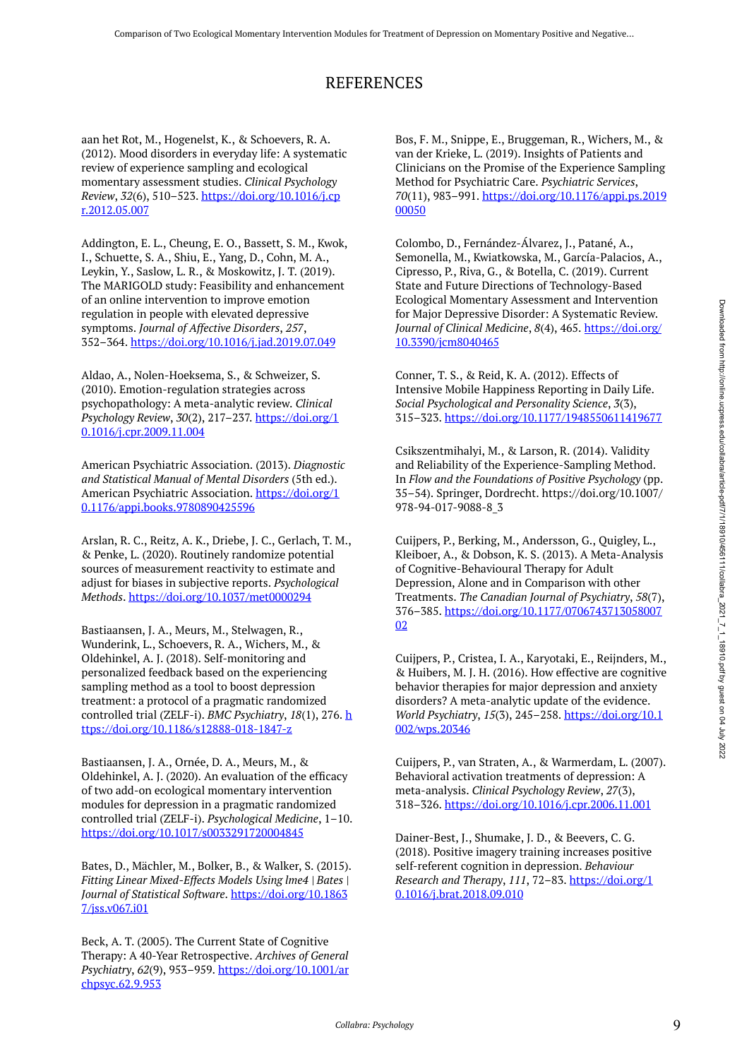# REFERENCES

aan het Rot, M., Hogenelst, K., & Schoevers, R. A. (2012). Mood disorders in everyday life: A systematic review of experience sampling and ecological momentary assessment studies. *Clinical Psychology Review*, *32*(6), 510–523. https://doi.org/10.1016/j.cpr.2012.05.007

Addington, E. L., Cheung, E. O., Bassett, S. M., Kwok, I., Schuette, S. A., Shiu, E., Yang, D., Cohn, M. A., Leykin, Y., Saslow, L. R., & Moskowitz, J. T. (2019). The MARIGOLD study: Feasibility and enhancement of an online intervention to improve emotion regulation in people with elevated depressive symptoms. *Journal of Affective Disorders*, *257*, 352–364. https://doi.org/10.1016/j.jad.2019.07.049

Aldao, A., Nolen-Hoeksema, S., & Schweizer, S. (2010). Emotion-regulation strategies across psychopathology: A meta-analytic review. *Clinical Psychology Review*, *30*(2), 217–237. https://doi.org/10.1016/j.cpr.2009.11.004

American Psychiatric Association. (2013). *Diagnostic and Statistical Manual of Mental Disorders* (5th ed.). American Psychiatric Association. https://doi.org/10.1176/appi.books.9780890425596

Arslan, R. C., Reitz, A. K., Driebe, J. C., Gerlach, T. M., & Penke, L. (2020). Routinely randomize potential sources of measurement reactivity to estimate and adjust for biases in subjective reports. *Psychological Methods*. https://doi.org/10.1037/met0000294

Bastiaansen, J. A., Meurs, M., Stelwagen, R., Wunderink, L., Schoevers, R. A., Wichers, M., & Oldehinkel, A. J. (2018). Self-monitoring and personalized feedback based on the experiencing sampling method as a tool to boost depression treatment: a protocol of a pragmatic randomized controlled trial (ZELF-i). *BMC Psychiatry*, *18*(1), 276. https://doi.org/10.1186/s12888-018-1847-z

Bastiaansen, J. A., Ornée, D. A., Meurs, M., & Oldehinkel, A. J. (2020). An evaluation of the efficacy of two add-on ecological momentary intervention modules for depression in a pragmatic randomized controlled trial (ZELF-i). *Psychological Medicine*, 1–10. https://doi.org/10.1017/s0033291720004845

Bates, D., Mächler, M., Bolker, B., & Walker, S. (2015). *Fitting Linear Mixed-Effects Models Using lme4 | Bates | Journal of Statistical Software*. https://doi.org/10.18637/jss.v067.i01

Beck, A. T. (2005). The Current State of Cognitive Therapy: A 40-Year Retrospective. *Archives of General Psychiatry*, *62*(9), 953–959. https://doi.org/10.1001/archpsyc.62.9.953

Bos, F. M., Snippe, E., Bruggeman, R., Wichers, M., & van der Krieke, L. (2019). Insights of Patients and Clinicians on the Promise of the Experience Sampling Method for Psychiatric Care. *Psychiatric Services*, *70*(11), 983–991. https://doi.org/10.1176/appi.ps.201900050

Colombo, D., Fernández-Álvarez, J., Patané, A., Semonella, M., Kwiatkowska, M., García-Palacios, A., Cipresso, P., Riva, G., & Botella, C. (2019). Current State and Future Directions of Technology-Based Ecological Momentary Assessment and Intervention for Major Depressive Disorder: A Systematic Review. *Journal of Clinical Medicine*, *8*(4), 465. https://doi.org/10.3390/jcm8040465

Conner, T. S., & Reid, K. A. (2012). Effects of Intensive Mobile Happiness Reporting in Daily Life. *Social Psychological and Personality Science*, *3*(3), 315–323. https://doi.org/10.1177/1948550611419677

Csikszentmihalyi, M., & Larson, R. (2014). Validity and Reliability of the Experience-Sampling Method. In *Flow and the Foundations of Positive Psychology* (pp. 35–54). Springer, Dordrecht. https://doi.org/10.1007/978-94-017-9088-8_3

Cuijpers, P., Berking, M., Andersson, G., Quigley, L., Kleiboer, A., & Dobson, K. S. (2013). A Meta-Analysis of Cognitive-Behavioural Therapy for Adult Depression, Alone and in Comparison with other Treatments. *The Canadian Journal of Psychiatry*, *58*(7), 376–385. https://doi.org/10.1177/070674371305800702

Cuijpers, P., Cristea, I. A., Karyotaki, E., Reijnders, M., & Huibers, M. J. H. (2016). How effective are cognitive behavior therapies for major depression and anxiety disorders? A meta-analytic update of the evidence. *World Psychiatry*, *15*(3), 245–258. https://doi.org/10.1002/wps.20346

Cuijpers, P., van Straten, A., & Warmerdam, L. (2007). Behavioral activation treatments of depression: A meta-analysis. *Clinical Psychology Review*, *27*(3), 318–326. https://doi.org/10.1016/j.cpr.2006.11.001

Dainer-Best, J., Shumake, J. D., & Beevers, C. G. (2018). Positive imagery training increases positive self-referent cognition in depression. *Behaviour Research and Therapy*, *111*, 72–83. https://doi.org/10.1016/j.brat.2018.09.010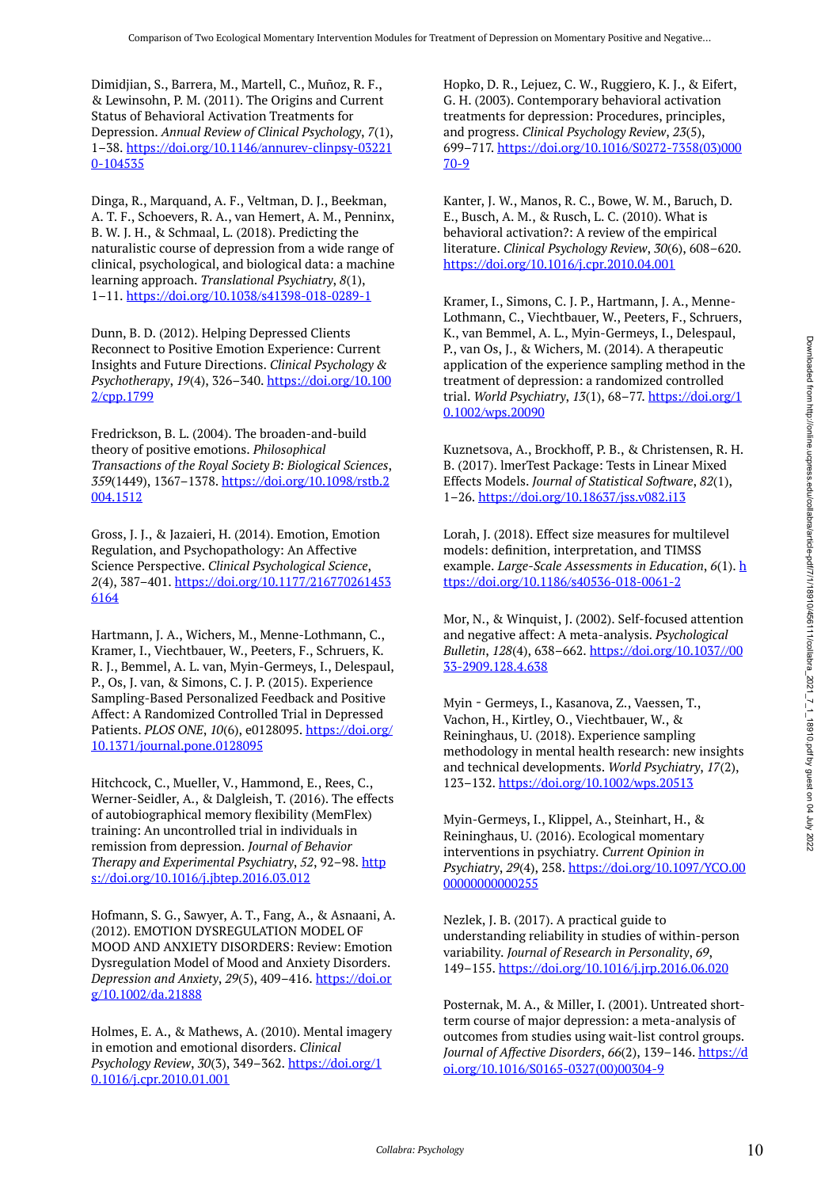Dimidjian, S., Barrera, M., Martell, C., Muñoz, R. F., & Lewinsohn, P. M. (2011). The Origins and Current Status of Behavioral Activation Treatments for Depression. *Annual Review of Clinical Psychology*, *7*(1), 1–38. https://doi.org/10.1146/annurev-clinpsy-032210-104535

Dinga, R., Marquand, A. F., Veltman, D. J., Beekman, A. T. F., Schoevers, R. A., van Hemert, A. M., Penninx, B. W. J. H., & Schmaal, L. (2018). Predicting the naturalistic course of depression from a wide range of clinical, psychological, and biological data: a machine learning approach. *Translational Psychiatry*, *8*(1), 1–11. https://doi.org/10.1038/s41398-018-0289-1

Dunn, B. D. (2012). Helping Depressed Clients Reconnect to Positive Emotion Experience: Current Insights and Future Directions. *Clinical Psychology & Psychotherapy*, *19*(4), 326–340. https://doi.org/10.1002/cpp.1799

Fredrickson, B. L. (2004). The broaden-and-build theory of positive emotions. *Philosophical Transactions of the Royal Society B: Biological Sciences*, *359*(1449), 1367–1378. https://doi.org/10.1098/rstb.2004.1512

Gross, J. J., & Jazaieri, H. (2014). Emotion, Emotion Regulation, and Psychopathology: An Affective Science Perspective. *Clinical Psychological Science*, *2*(4), 387–401. https://doi.org/10.1177/2167702614536164

Hartmann, J. A., Wichers, M., Menne-Lothmann, C., Kramer, I., Viechtbauer, W., Peeters, F., Schruers, K. R. J., Bemmel, A. L. van, Myin-Germeys, I., Delespaul, P., Os, J. van, & Simons, C. J. P. (2015). Experience Sampling-Based Personalized Feedback and Positive Affect: A Randomized Controlled Trial in Depressed Patients. *PLOS ONE*, *10*(6), e0128095. https://doi.org/10.1371/journal.pone.0128095

Hitchcock, C., Mueller, V., Hammond, E., Rees, C., Werner-Seidler, A., & Dalgleish, T. (2016). The effects of autobiographical memory flexibility (MemFlex) training: An uncontrolled trial in individuals in remission from depression. *Journal of Behavior Therapy and Experimental Psychiatry*, *52*, 92–98. https://doi.org/10.1016/j.jbtep.2016.03.012

Hofmann, S. G., Sawyer, A. T., Fang, A., & Asnaani, A. (2012). EMOTION DYSREGULATION MODEL OF MOOD AND ANXIETY DISORDERS: Review: Emotion Dysregulation Model of Mood and Anxiety Disorders. *Depression and Anxiety*, *29*(5), 409–416. https://doi.org/10.1002/da.21888

Holmes, E. A., & Mathews, A. (2010). Mental imagery in emotion and emotional disorders. *Clinical Psychology Review*, *30*(3), 349–362. https://doi.org/10.1016/j.cpr.2010.01.001

Hopko, D. R., Lejuez, C. W., Ruggiero, K. J., & Eifert, G. H. (2003). Contemporary behavioral activation treatments for depression: Procedures, principles, and progress. *Clinical Psychology Review*, *23*(5), 699–717. https://doi.org/10.1016/S0272-7358(03)00070-9

Kanter, J. W., Manos, R. C., Bowe, W. M., Baruch, D. E., Busch, A. M., & Rusch, L. C. (2010). What is behavioral activation?: A review of the empirical literature. *Clinical Psychology Review*, *30*(6), 608–620. https://doi.org/10.1016/j.cpr.2010.04.001

Kramer, I., Simons, C. J. P., Hartmann, J. A., Menne-Lothmann, C., Viechtbauer, W., Peeters, F., Schruers, K., van Bemmel, A. L., Myin-Germeys, I., Delespaul, P., van Os, J., & Wichers, M. (2014). A therapeutic application of the experience sampling method in the treatment of depression: a randomized controlled trial. *World Psychiatry*, *13*(1), 68–77. https://doi.org/10.1002/wps.20090

Kuznetsova, A., Brockhoff, P. B., & Christensen, R. H. B. (2017). lmerTest Package: Tests in Linear Mixed Effects Models. *Journal of Statistical Software*, *82*(1), 1–26. https://doi.org/10.18637/jss.v082.i13

Lorah, J. (2018). Effect size measures for multilevel models: definition, interpretation, and TIMSS example. *Large-Scale Assessments in Education*, *6*(1). https://doi.org/10.1186/s40536-018-0061-2

Mor, N., & Winquist, J. (2002). Self-focused attention and negative affect: A meta-analysis. *Psychological Bulletin*, *128*(4), 638–662. https://doi.org/10.1037//0033-2909.128.4.638

Myin‐Germeys, I., Kasanova, Z., Vaessen, T., Vachon, H., Kirtley, O., Viechtbauer, W., & Reininghaus, U. (2018). Experience sampling methodology in mental health research: new insights and technical developments. *World Psychiatry*, *17*(2), 123–132. https://doi.org/10.1002/wps.20513

Myin-Germeys, I., Klippel, A., Steinhart, H., & Reininghaus, U. (2016). Ecological momentary interventions in psychiatry. *Current Opinion in Psychiatry*, *29*(4), 258. https://doi.org/10.1097/YCO.0000000000000255

Nezlek, J. B. (2017). A practical guide to understanding reliability in studies of within-person variability. *Journal of Research in Personality*, *69*, 149–155. https://doi.org/10.1016/j.jrp.2016.06.020

Posternak, M. A., & Miller, I. (2001). Untreated short-term course of major depression: a meta-analysis of outcomes from studies using wait-list control groups. *Journal of Affective Disorders*, *66*(2), 139–146. https://doi.org/10.1016/S0165-0327(00)00304-9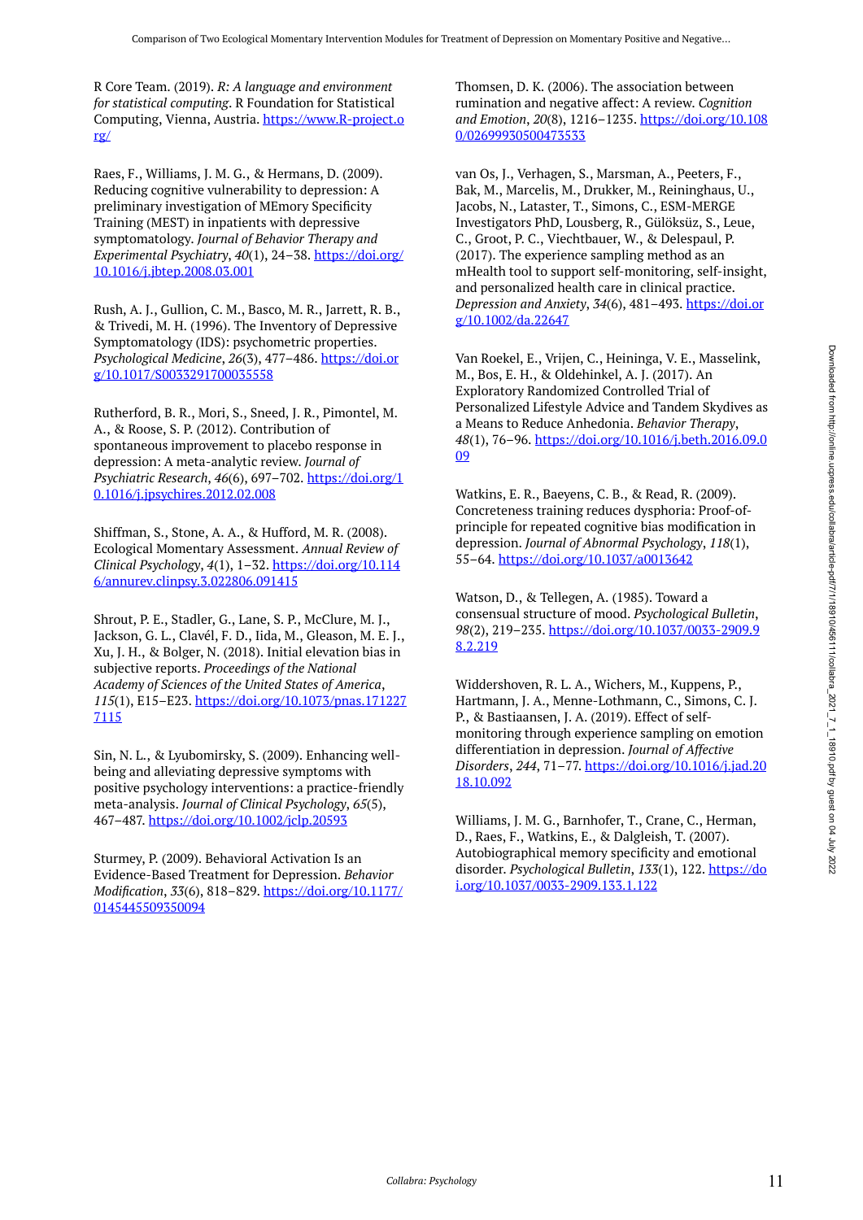R Core Team. (2019). *R: A language and environment for statistical computing*. R Foundation for Statistical Computing, Vienna, Austria. https://www.R-project.org/

Raes, F., Williams, J. M. G., & Hermans, D. (2009). Reducing cognitive vulnerability to depression: A preliminary investigation of MEmory Specificity Training (MEST) in inpatients with depressive symptomatology. *Journal of Behavior Therapy and Experimental Psychiatry*, *40*(1), 24–38. https://doi.org/10.1016/j.jbtep.2008.03.001

Rush, A. J., Gullion, C. M., Basco, M. R., Jarrett, R. B., & Trivedi, M. H. (1996). The Inventory of Depressive Symptomatology (IDS): psychometric properties. *Psychological Medicine*, *26*(3), 477–486. https://doi.org/10.1017/S0033291700035558

Rutherford, B. R., Mori, S., Sneed, J. R., Pimontel, M. A., & Roose, S. P. (2012). Contribution of spontaneous improvement to placebo response in depression: A meta-analytic review. *Journal of Psychiatric Research*, *46*(6), 697–702. https://doi.org/10.1016/j.jpsychires.2012.02.008

Shiffman, S., Stone, A. A., & Hufford, M. R. (2008). Ecological Momentary Assessment. *Annual Review of Clinical Psychology*, *4*(1), 1–32. https://doi.org/10.1146/annurev.clinpsy.3.022806.091415

Shrout, P. E., Stadler, G., Lane, S. P., McClure, M. J., Jackson, G. L., Clavél, F. D., Iida, M., Gleason, M. E. J., Xu, J. H., & Bolger, N. (2018). Initial elevation bias in subjective reports. *Proceedings of the National Academy of Sciences of the United States of America*, *115*(1), E15–E23. https://doi.org/10.1073/pnas.1712277115

Sin, N. L., & Lyubomirsky, S. (2009). Enhancing well-being and alleviating depressive symptoms with positive psychology interventions: a practice-friendly meta-analysis. *Journal of Clinical Psychology*, *65*(5), 467–487. https://doi.org/10.1002/jclp.20593

Sturmey, P. (2009). Behavioral Activation Is an Evidence-Based Treatment for Depression. *Behavior Modification*, *33*(6), 818–829. https://doi.org/10.1177/0145445509350094

Thomsen, D. K. (2006). The association between rumination and negative affect: A review. *Cognition and Emotion*, *20*(8), 1216–1235. https://doi.org/10.1080/02699930500473533

van Os, J., Verhagen, S., Marsman, A., Peeters, F., Bak, M., Marcelis, M., Drukker, M., Reininghaus, U., Jacobs, N., Lataster, T., Simons, C., ESM-MERGE Investigators PhD, Lousberg, R., Gülöksüz, S., Leue, C., Groot, P. C., Viechtbauer, W., & Delespaul, P. (2017). The experience sampling method as an mHealth tool to support self-monitoring, self-insight, and personalized health care in clinical practice. *Depression and Anxiety*, *34*(6), 481–493. https://doi.org/10.1002/da.22647

Van Roekel, E., Vrijen, C., Heininga, V. E., Masselink, M., Bos, E. H., & Oldehinkel, A. J. (2017). An Exploratory Randomized Controlled Trial of Personalized Lifestyle Advice and Tandem Skydives as a Means to Reduce Anhedonia. *Behavior Therapy*, *48*(1), 76–96. https://doi.org/10.1016/j.beth.2016.09.009

Watkins, E. R., Baeyens, C. B., & Read, R. (2009). Concreteness training reduces dysphoria: Proof-of-principle for repeated cognitive bias modification in depression. *Journal of Abnormal Psychology*, *118*(1), 55–64. https://doi.org/10.1037/a0013642

Watson, D., & Tellegen, A. (1985). Toward a consensual structure of mood. *Psychological Bulletin*, *98*(2), 219–235. https://doi.org/10.1037/0033-2909.98.2.219

Widdershoven, R. L. A., Wichers, M., Kuppens, P., Hartmann, J. A., Menne-Lothmann, C., Simons, C. J. P., & Bastiaansen, J. A. (2019). Effect of self-monitoring through experience sampling on emotion differentiation in depression. *Journal of Affective Disorders*, *244*, 71–77. https://doi.org/10.1016/j.jad.2018.10.092

Williams, J. M. G., Barnhofer, T., Crane, C., Herman, D., Raes, F., Watkins, E., & Dalgleish, T. (2007). Autobiographical memory specificity and emotional disorder. *Psychological Bulletin*, *133*(1), 122. https://doi.org/10.1037/0033-2909.133.1.122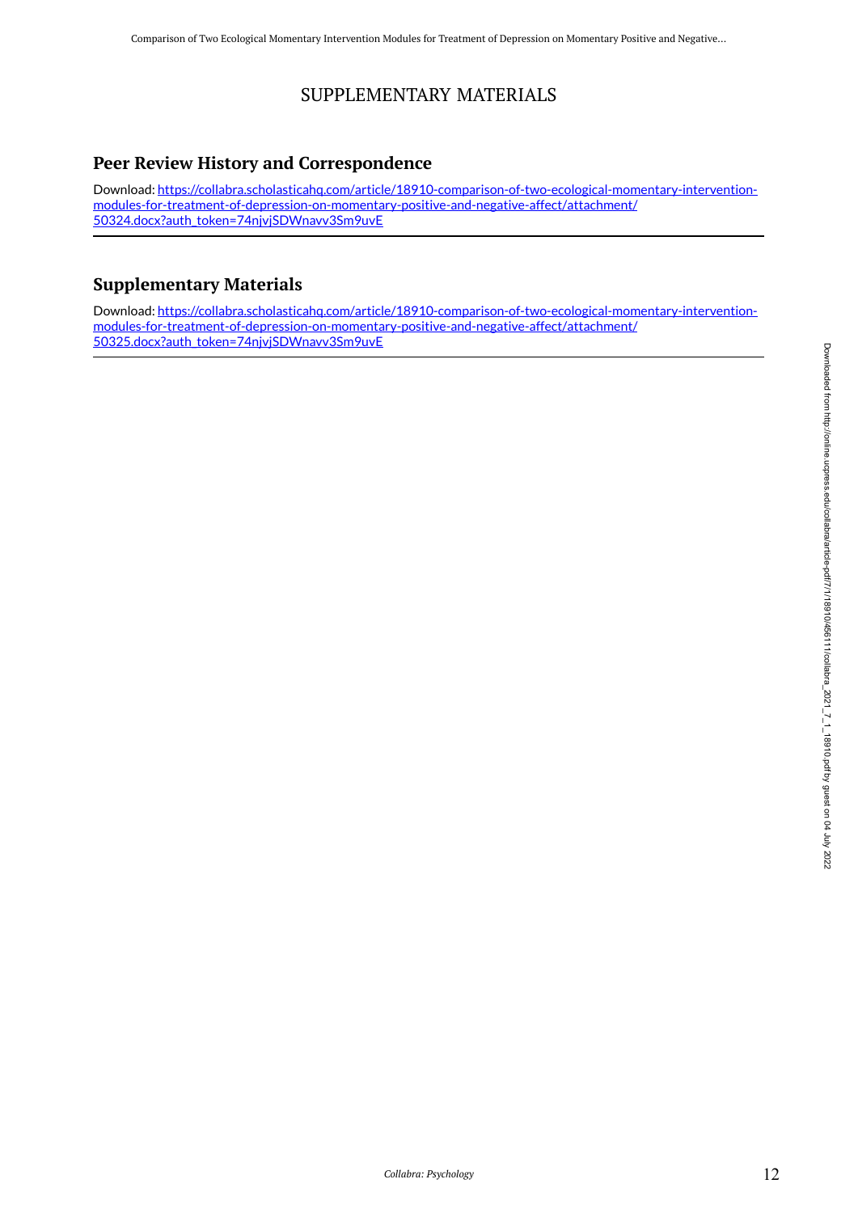# SUPPLEMENTARY MATERIALS

## Peer Review History and Correspondence

Download: https://collabra.scholasticahq.com/article/18910-comparison-of-two-ecological-momentary-intervention-modules-for-treatment-of-depression-on-momentary-positive-and-negative-affect/attachment/50324.docx?auth_token=74njvjSDWnavv3Sm9uvE

## Supplementary Materials

Download: https://collabra.scholasticahq.com/article/18910-comparison-of-two-ecological-momentary-intervention-modules-for-treatment-of-depression-on-momentary-positive-and-negative-affect/attachment/50325.docx?auth_token=74njvjSDWnavv3Sm9uvE